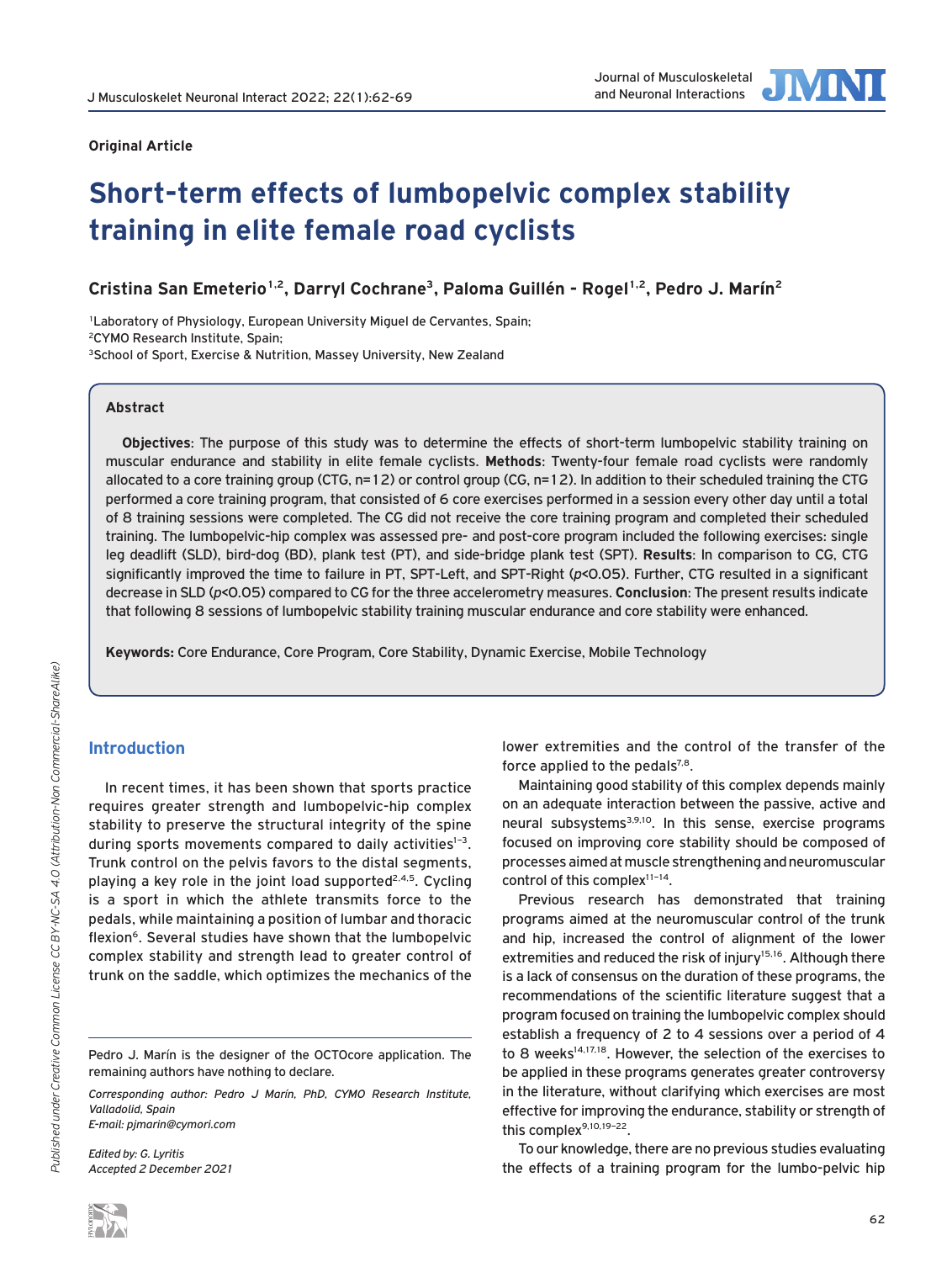Original Article

# Short-term effects of lumbopelvic complex stability training in elite female road cyclists

**Cristina San Emeterio[1,2], Darryl Cochrane[3], Paloma Guillén - Rogel[1,2], Pedro J. Marín[2]**

[1]Laboratory of Physiology, European University Miguel de Cervantes, Spain;
[2]CYMO Research Institute, Spain;
[3]School of Sport, Exercise & Nutrition, Massey University, New Zealand

## Abstract

**Objectives**: The purpose of this study was to determine the effects of short-term lumbopelvic stability training on muscular endurance and stability in elite female cyclists. **Methods**: Twenty-four female road cyclists were randomly allocated to a core training group (CTG, n=12) or control group (CG, n=12). In addition to their scheduled training the CTG performed a core training program, that consisted of 6 core exercises performed in a session every other day until a total of 8 training sessions were completed. The CG did not receive the core training program and completed their scheduled training. The lumbopelvic-hip complex was assessed pre- and post-core program included the following exercises: single leg deadlift (SLD), bird-dog (BD), plank test (PT), and side-bridge plank test (SPT). **Results**: In comparison to CG, CTG significantly improved the time to failure in PT, SPT-Left, and SPT-Right ($p<0.05$). Further, CTG resulted in a significant decrease in SLD ($p<0.05$) compared to CG for the three accelerometry measures. **Conclusion**: The present results indicate that following 8 sessions of lumbopelvic stability training muscular endurance and core stability were enhanced.

**Keywords:** Core Endurance, Core Program, Core Stability, Dynamic Exercise, Mobile Technology

## Introduction

In recent times, it has been shown that sports practice requires greater strength and lumbopelvic-hip complex stability to preserve the structural integrity of the spine during sports movements compared to daily activities[1–3]. Trunk control on the pelvis favors to the distal segments, playing a key role in the joint load supported[2,4,5]. Cycling is a sport in which the athlete transmits force to the pedals, while maintaining a position of lumbar and thoracic flexion[6]. Several studies have shown that the lumbopelvic complex stability and strength lead to greater control of trunk on the saddle, which optimizes the mechanics of the lower extremities and the control of the transfer of the force applied to the pedals[7,8].

Maintaining good stability of this complex depends mainly on an adequate interaction between the passive, active and neural subsystems[3,9,10]. In this sense, exercise programs focused on improving core stability should be composed of processes aimed at muscle strengthening and neuromuscular control of this complex[11–14].

Previous research has demonstrated that training programs aimed at the neuromuscular control of the trunk and hip, increased the control of alignment of the lower extremities and reduced the risk of injury[15,16]. Although there is a lack of consensus on the duration of these programs, the recommendations of the scientific literature suggest that a program focused on training the lumbopelvic complex should establish a frequency of 2 to 4 sessions over a period of 4 to 8 weeks[14,17,18]. However, the selection of the exercises to be applied in these programs generates greater controversy in the literature, without clarifying which exercises are most effective for improving the endurance, stability or strength of this complex[9,10,19–22].

To our knowledge, there are no previous studies evaluating the effects of a training program for the lumbo-pelvic hip

Pedro J. Marín is the designer of the OCTOcore application. The remaining authors have nothing to declare.

*Corresponding author: Pedro J. Marín, PhD, CYMO Research Institute, Valladolid, Spain*
*E-mail: pjmarin@cymori.com*

*Edited by: G. Lyritis*
*Accepted 2 December 2021*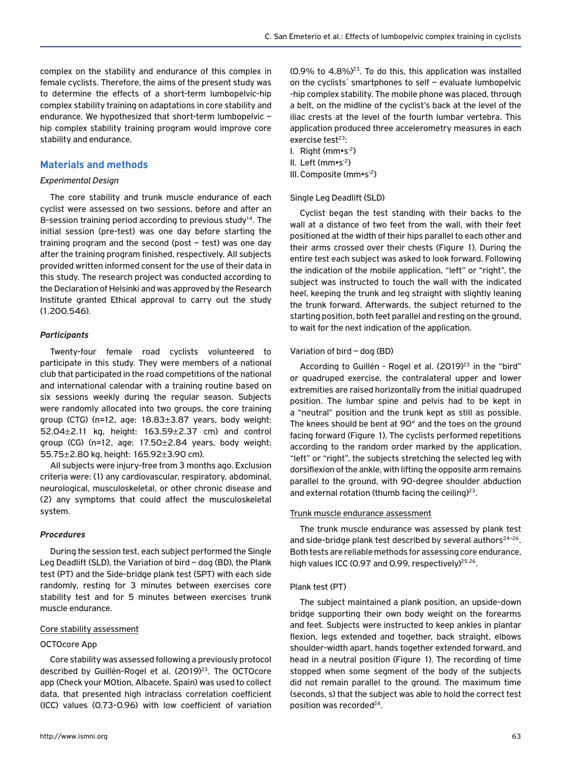complex on the stability and endurance of this complex in female cyclists. Therefore, the aims of the present study was to determine the effects of a short-term lumbopelvic-hip complex stability training on adaptations in core stability and endurance. We hypothesized that short-term lumbopelvic – hip complex stability training program would improve core stability and endurance.

## Materials and methods

*Experimental Design*

The core stability and trunk muscle endurance of each cyclist were assessed on two sessions, before and after an 8-session training period according to previous study[14]. The initial session (pre-test) was one day before starting the training program and the second (post – test) was one day after the training program finished, respectively. All subjects provided written informed consent for the use of their data in this study. The research project was conducted according to the Declaration of Helsinki and was approved by the Research Institute granted Ethical approval to carry out the study (1.200.546).

***Participants***

Twenty-four female road cyclists volunteered to participate in this study. They were members of a national club that participated in the road competitions of the national and international calendar with a training routine based on six sessions weekly during the regular season. Subjects were randomly allocated into two groups, the core training group (CTG) (n=12, age: 18.83±3.87 years, body weight: 52.04±2.11 kg, height: 163.59±2.37 cm) and control group (CG) (n=12, age: 17.50±2.84 years, body weight: 55.75±2.80 kg, height: 165.92±3.90 cm).

All subjects were injury-free from 3 months ago. Exclusion criteria were: (1) any cardiovascular, respiratory, abdominal, neurological, musculoskeletal, or other chronic disease and (2) any symptoms that could affect the musculoskeletal system.

***Procedures***

During the session test, each subject performed the Single Leg Deadlift (SLD), the Variation of bird – dog (BD), the Plank test (PT) and the Side-bridge plank test (SPT) with each side randomly, resting for 3 minutes between exercises core stability test and for 5 minutes between exercises trunk muscle endurance.

Core stability assessment

OCTOcore App

Core stability was assessed following a previously protocol described by Guillén-Rogel et al. (2019)[23]. The OCTOcore app (Check your MOtion, Albacete, Spain) was used to collect data, that presented high intraclass correlation coefficient (ICC) values (0.73-0.96) with low coefficient of variation (0.9% to 4.8%)[23]. To do this, this application was installed on the cyclists´ smartphones to self – evaluate lumbopelvic -hip complex stability. The mobile phone was placed, through a belt, on the midline of the cyclist's back at the level of the iliac crests at the level of the fourth lumbar vertebra. This application produced three accelerometry measures in each exercise test[23]:

I. Right (mm•s$^{-2}$)
II. Left (mm•s$^{-2}$)
III. Composite (mm•s$^{-2}$)

Single Leg Deadlift (SLD)

Cyclist began the test standing with their backs to the wall at a distance of two feet from the wall, with their feet positioned at the width of their hips parallel to each other and their arms crossed over their chests (Figure 1). During the entire test each subject was asked to look forward. Following the indication of the mobile application, "left" or "right", the subject was instructed to touch the wall with the indicated heel, keeping the trunk and leg straight with slightly leaning the trunk forward. Afterwards, the subject returned to the starting position, both feet parallel and resting on the ground, to wait for the next indication of the application.

Variation of bird – dog (BD)

According to Guillén - Rogel et al. (2019)[23] in the "bird" or quadruped exercise, the contralateral upper and lower extremities are raised horizontally from the initial quadruped position. The lumbar spine and pelvis had to be kept in a "neutral" position and the trunk kept as still as possible. The knees should be bent at 90° and the toes on the ground facing forward (Figure 1). The cyclists performed repetitions according to the random order marked by the application, "left" or "right", the subjects stretching the selected leg with dorsiflexion of the ankle, with lifting the opposite arm remains parallel to the ground, with 90-degree shoulder abduction and external rotation (thumb facing the ceiling)[23].

Trunk muscle endurance assessment

The trunk muscle endurance was assessed by plank test and side-bridge plank test described by several authors[24–26]. Both tests are reliable methods for assessing core endurance, high values ICC (0.97 and 0.99, respectively)[25,26].

Plank test (PT)

The subject maintained a plank position, an upside-down bridge supporting their own body weight on the forearms and feet. Subjects were instructed to keep ankles in plantar flexion, legs extended and together, back straight, elbows shoulder-width apart, hands together extended forward, and head in a neutral position (Figure 1). The recording of time stopped when some segment of the body of the subjects did not remain parallel to the ground. The maximum time (seconds, s) that the subject was able to hold the correct test position was recorded[24].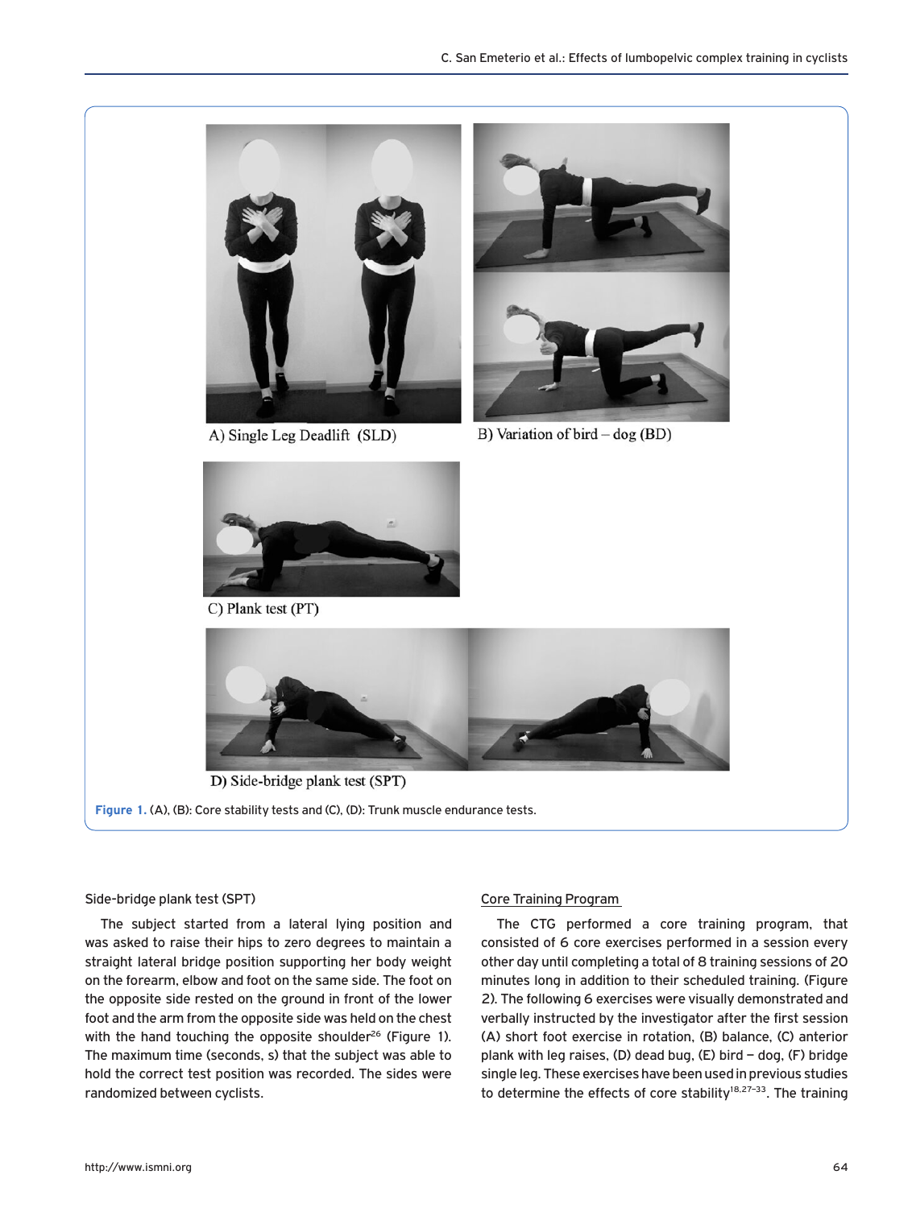A) Single Leg Deadlift (SLD)

B) Variation of bird – dog (BD)

C) Plank test (PT)

D) Side-bridge plank test (SPT)

**Figure 1.** (A), (B): Core stability tests and (C), (D): Trunk muscle endurance tests.

Side-bridge plank test (SPT)

The subject started from a lateral lying position and was asked to raise their hips to zero degrees to maintain a straight lateral bridge position supporting her body weight on the forearm, elbow and foot on the same side. The foot on the opposite side rested on the ground in front of the lower foot and the arm from the opposite side was held on the chest with the hand touching the opposite shoulder[26] (Figure 1). The maximum time (seconds, s) that the subject was able to hold the correct test position was recorded. The sides were randomized between cyclists.

Core Training Program

The CTG performed a core training program, that consisted of 6 core exercises performed in a session every other day until completing a total of 8 training sessions of 20 minutes long in addition to their scheduled training. (Figure 2). The following 6 exercises were visually demonstrated and verbally instructed by the investigator after the first session (A) short foot exercise in rotation, (B) balance, (C) anterior plank with leg raises, (D) dead bug, (E) bird – dog, (F) bridge single leg. These exercises have been used in previous studies to determine the effects of core stability[18,27–33]. The training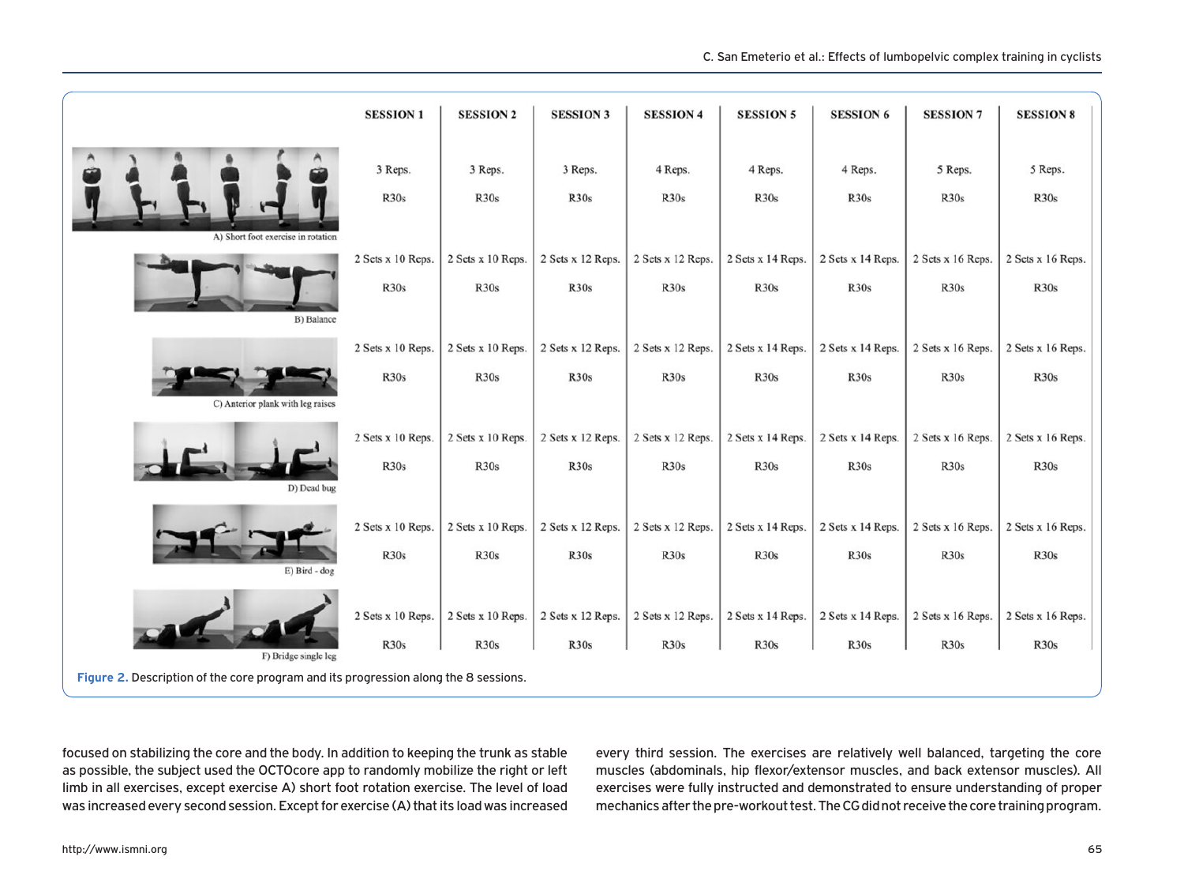| | SESSION 1 | SESSION 2 | SESSION 3 | SESSION 4 | SESSION 5 | SESSION 6 | SESSION 7 | SESSION 8 |
|---|---|---|---|---|---|---|---|---|
| A) Short foot exercise in rotation | 3 Reps. R30s | 3 Reps. R30s | 3 Reps. R30s | 4 Reps. R30s | 4 Reps. R30s | 4 Reps. R30s | 5 Reps. R30s | 5 Reps. R30s |
| B) Balance | 2 Sets x 10 Reps. R30s | 2 Sets x 10 Reps. R30s | 2 Sets x 12 Reps. R30s | 2 Sets x 12 Reps. R30s | 2 Sets x 14 Reps. R30s | 2 Sets x 14 Reps. R30s | 2 Sets x 16 Reps. R30s | 2 Sets x 16 Reps. R30s |
| C) Anterior plank with leg raises | 2 Sets x 10 Reps. R30s | 2 Sets x 10 Reps. R30s | 2 Sets x 12 Reps. R30s | 2 Sets x 12 Reps. R30s | 2 Sets x 14 Reps. R30s | 2 Sets x 14 Reps. R30s | 2 Sets x 16 Reps. R30s | 2 Sets x 16 Reps. R30s |
| D) Dead bug | 2 Sets x 10 Reps. R30s | 2 Sets x 10 Reps. R30s | 2 Sets x 12 Reps. R30s | 2 Sets x 12 Reps. R30s | 2 Sets x 14 Reps. R30s | 2 Sets x 14 Reps. R30s | 2 Sets x 16 Reps. R30s | 2 Sets x 16 Reps. R30s |
| E) Bird - dog | 2 Sets x 10 Reps. R30s | 2 Sets x 10 Reps. R30s | 2 Sets x 12 Reps. R30s | 2 Sets x 12 Reps. R30s | 2 Sets x 14 Reps. R30s | 2 Sets x 14 Reps. R30s | 2 Sets x 16 Reps. R30s | 2 Sets x 16 Reps. R30s |
| F) Bridge single leg | 2 Sets x 10 Reps. R30s | 2 Sets x 10 Reps. R30s | 2 Sets x 12 Reps. R30s | 2 Sets x 12 Reps. R30s | 2 Sets x 14 Reps. R30s | 2 Sets x 14 Reps. R30s | 2 Sets x 16 Reps. R30s | 2 Sets x 16 Reps. R30s |

**Figure 2.** Description of the core program and its progression along the 8 sessions.

focused on stabilizing the core and the body. In addition to keeping the trunk as stable as possible, the subject used the OCTOcore app to randomly mobilize the right or left limb in all exercises, except exercise A) short foot rotation exercise. The level of load was increased every second session. Except for exercise (A) that its load was increased every third session. The exercises are relatively well balanced, targeting the core muscles (abdominals, hip flexor/extensor muscles, and back extensor muscles). All exercises were fully instructed and demonstrated to ensure understanding of proper mechanics after the pre-workout test. The CG did not receive the core training program.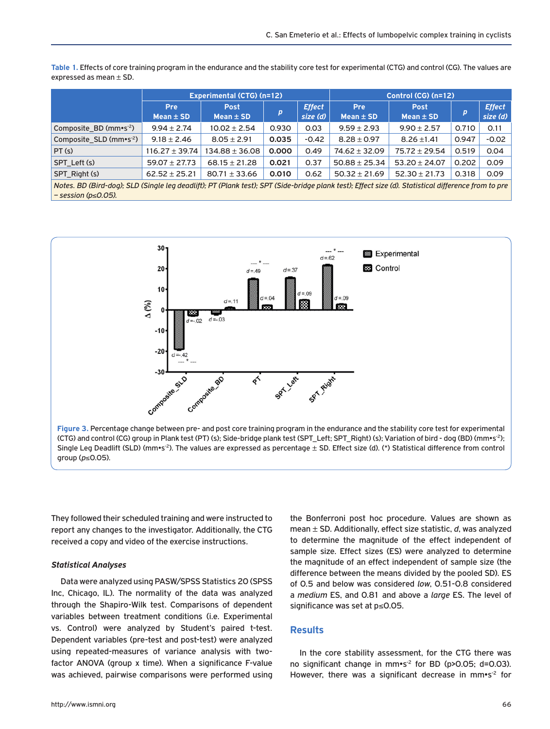**Table 1.** Effects of core training program in the endurance and the stability core test for experimental (CTG) and control (CG). The values are expressed as mean ± SD.

| | Experimental (CTG) (n=12) | | | | Control (CG) (n=12) | | | |
|---|---|---|---|---|---|---|---|---|
| | Pre Mean ± SD | Post Mean ± SD | *p* | *Effect size (d)* | Pre Mean ± SD | Post Mean ± SD | *p* | *Effect size (d)* |
| Composite_BD (mm•s$^{-2}$) | 9.94 ± 2.74 | 10.02 ± 2.54 | 0.930 | 0.03 | 9.59 ± 2.93 | 9.90 ± 2.57 | 0.710 | 0.11 |
| Composite_SLD (mm•s$^{-2}$) | 9.18 ± 2.46 | 8.05 ± 2.91 | **0.035** | -0.42 | 8.28 ± 0.97 | 8.26 ±1.41 | 0.947 | -0.02 |
| PT (s) | 116.27 ± 39.74 | 134.88 ± 36.08 | **0.000** | 0.49 | 74.62 ± 32.09 | 75.72 ± 29.54 | 0.519 | 0.04 |
| SPT_Left (s) | 59.07 ± 27.73 | 68.15 ± 21.28 | **0.021** | 0.37 | 50.88 ± 25.34 | 53.20 ± 24.07 | 0.202 | 0.09 |
| SPT_Right (s) | 62.52 ± 25.21 | 80.71 ± 33.66 | **0.010** | 0.62 | 50.32 ± 21.69 | 52.30 ± 21.73 | 0.318 | 0.09 |

*Notes. BD (Bird-dog); SLD (Single leg deadlift); PT (Plank test); SPT (Side-bridge plank test); Effect size (d). Statistical difference from to pre – session (p≤0.05).*

**Figure 3.** Percentage change between pre- and post core training program in the endurance and the stability core test for experimental (CTG) and control (CG) group in Plank test (PT) (s); Side-bridge plank test (SPT_Left; SPT_Right) (s); Variation of bird - dog (BD) (mm•s$^{-2}$); Single Leg Deadlift (SLD) (mm•s$^{-2}$). The values are expressed as percentage ± SD. Effect size (d). (*) Statistical difference from control group ($p$≤0.05).

They followed their scheduled training and were instructed to report any changes to the investigator. Additionally, the CTG received a copy and video of the exercise instructions.

### *Statistical Analyses*

Data were analyzed using PASW/SPSS Statistics 20 (SPSS Inc, Chicago, IL). The normality of the data was analyzed through the Shapiro-Wilk test. Comparisons of dependent variables between treatment conditions (i.e. Experimental vs. Control) were analyzed by Student's paired t-test. Dependent variables (pre-test and post-test) were analyzed using repeated-measures of variance analysis with two-factor ANOVA (group x time). When a significance F-value was achieved, pairwise comparisons were performed using the Bonferroni post hoc procedure. Values are shown as mean ± SD. Additionally, effect size statistic, *d*, was analyzed to determine the magnitude of the effect independent of sample size. Effect sizes (ES) were analyzed to determine the magnitude of an effect independent of sample size (the difference between the means divided by the pooled SD). ES of 0.5 and below was considered *low*, 0.51-0.8 considered a *medium* ES, and 0.81 and above a *large* ES. The level of significance was set at p≤0.05.

## Results

In the core stability assessment, for the CTG there was no significant change in mm•s$^{-2}$ for BD (p>0.05; d=0.03). However, there was a significant decrease in mm•s$^{-2}$ for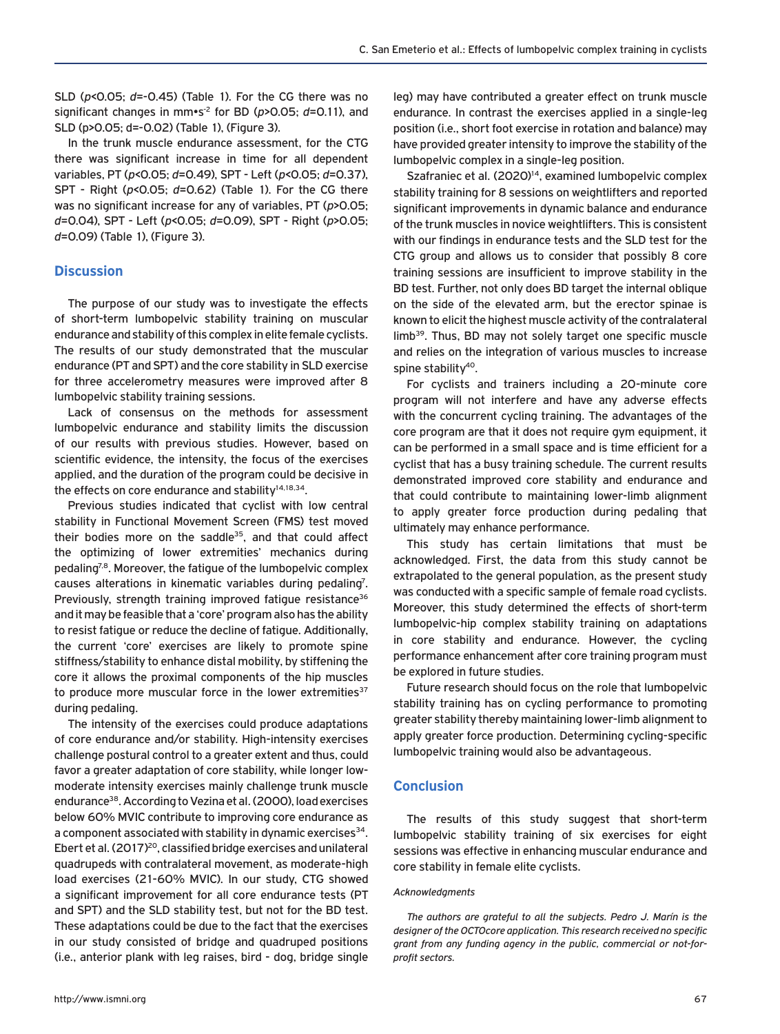SLD ($p<0.05$; $d=-0.45$) (Table 1). For the CG there was no significant changes in mm•s$^{-2}$ for BD ($p>0.05$; $d=0.11$), and SLD ($p>0.05$; $d=-0.02$) (Table 1), (Figure 3).

In the trunk muscle endurance assessment, for the CTG there was significant increase in time for all dependent variables, PT ($p<0.05$; $d=0.49$), SPT - Left ($p<0.05$; $d=0.37$), SPT - Right ($p<0.05$; $d=0.62$) (Table 1). For the CG there was no significant increase for any of variables, PT ($p>0.05$; $d=0.04$), SPT - Left ($p<0.05$; $d=0.09$), SPT - Right ($p>0.05$; $d=0.09$) (Table 1), (Figure 3).

## Discussion

The purpose of our study was to investigate the effects of short-term lumbopelvic stability training on muscular endurance and stability of this complex in elite female cyclists. The results of our study demonstrated that the muscular endurance (PT and SPT) and the core stability in SLD exercise for three accelerometry measures were improved after 8 lumbopelvic stability training sessions.

Lack of consensus on the methods for assessment lumbopelvic endurance and stability limits the discussion of our results with previous studies. However, based on scientific evidence, the intensity, the focus of the exercises applied, and the duration of the program could be decisive in the effects on core endurance and stability[14,18,34].

Previous studies indicated that cyclist with low central stability in Functional Movement Screen (FMS) test moved their bodies more on the saddle[35], and that could affect the optimizing of lower extremities' mechanics during pedaling[7,8]. Moreover, the fatigue of the lumbopelvic complex causes alterations in kinematic variables during pedaling[7]. Previously, strength training improved fatigue resistance[36] and it may be feasible that a 'core' program also has the ability to resist fatigue or reduce the decline of fatigue. Additionally, the current 'core' exercises are likely to promote spine stiffness/stability to enhance distal mobility, by stiffening the core it allows the proximal components of the hip muscles to produce more muscular force in the lower extremities[37] during pedaling.

The intensity of the exercises could produce adaptations of core endurance and/or stability. High-intensity exercises challenge postural control to a greater extent and thus, could favor a greater adaptation of core stability, while longer low-moderate intensity exercises mainly challenge trunk muscle endurance[38]. According to Vezina et al. (2000), load exercises below 60% MVIC contribute to improving core endurance as a component associated with stability in dynamic exercises[34]. Ebert et al. (2017)[20], classified bridge exercises and unilateral quadrupeds with contralateral movement, as moderate-high load exercises (21-60% MVIC). In our study, CTG showed a significant improvement for all core endurance tests (PT and SPT) and the SLD stability test, but not for the BD test. These adaptations could be due to the fact that the exercises in our study consisted of bridge and quadruped positions (i.e., anterior plank with leg raises, bird - dog, bridge single leg) may have contributed a greater effect on trunk muscle endurance. In contrast the exercises applied in a single-leg position (i.e., short foot exercise in rotation and balance) may have provided greater intensity to improve the stability of the lumbopelvic complex in a single-leg position.

Szafraniec et al. (2020)[14], examined lumbopelvic complex stability training for 8 sessions on weightlifters and reported significant improvements in dynamic balance and endurance of the trunk muscles in novice weightlifters. This is consistent with our findings in endurance tests and the SLD test for the CTG group and allows us to consider that possibly 8 core training sessions are insufficient to improve stability in the BD test. Further, not only does BD target the internal oblique on the side of the elevated arm, but the erector spinae is known to elicit the highest muscle activity of the contralateral limb[39]. Thus, BD may not solely target one specific muscle and relies on the integration of various muscles to increase spine stability[40].

For cyclists and trainers including a 20-minute core program will not interfere and have any adverse effects with the concurrent cycling training. The advantages of the core program are that it does not require gym equipment, it can be performed in a small space and is time efficient for a cyclist that has a busy training schedule. The current results demonstrated improved core stability and endurance and that could contribute to maintaining lower-limb alignment to apply greater force production during pedaling that ultimately may enhance performance.

This study has certain limitations that must be acknowledged. First, the data from this study cannot be extrapolated to the general population, as the present study was conducted with a specific sample of female road cyclists. Moreover, this study determined the effects of short-term lumbopelvic-hip complex stability training on adaptations in core stability and endurance. However, the cycling performance enhancement after core training program must be explored in future studies.

Future research should focus on the role that lumbopelvic stability training has on cycling performance to promoting greater stability thereby maintaining lower-limb alignment to apply greater force production. Determining cycling-specific lumbopelvic training would also be advantageous.

## Conclusion

The results of this study suggest that short-term lumbopelvic stability training of six exercises for eight sessions was effective in enhancing muscular endurance and core stability in female elite cyclists.

*Acknowledgments*

*The authors are grateful to all the subjects. Pedro J. Marín is the designer of the OCTOcore application. This research received no specific grant from any funding agency in the public, commercial or not-for-profit sectors.*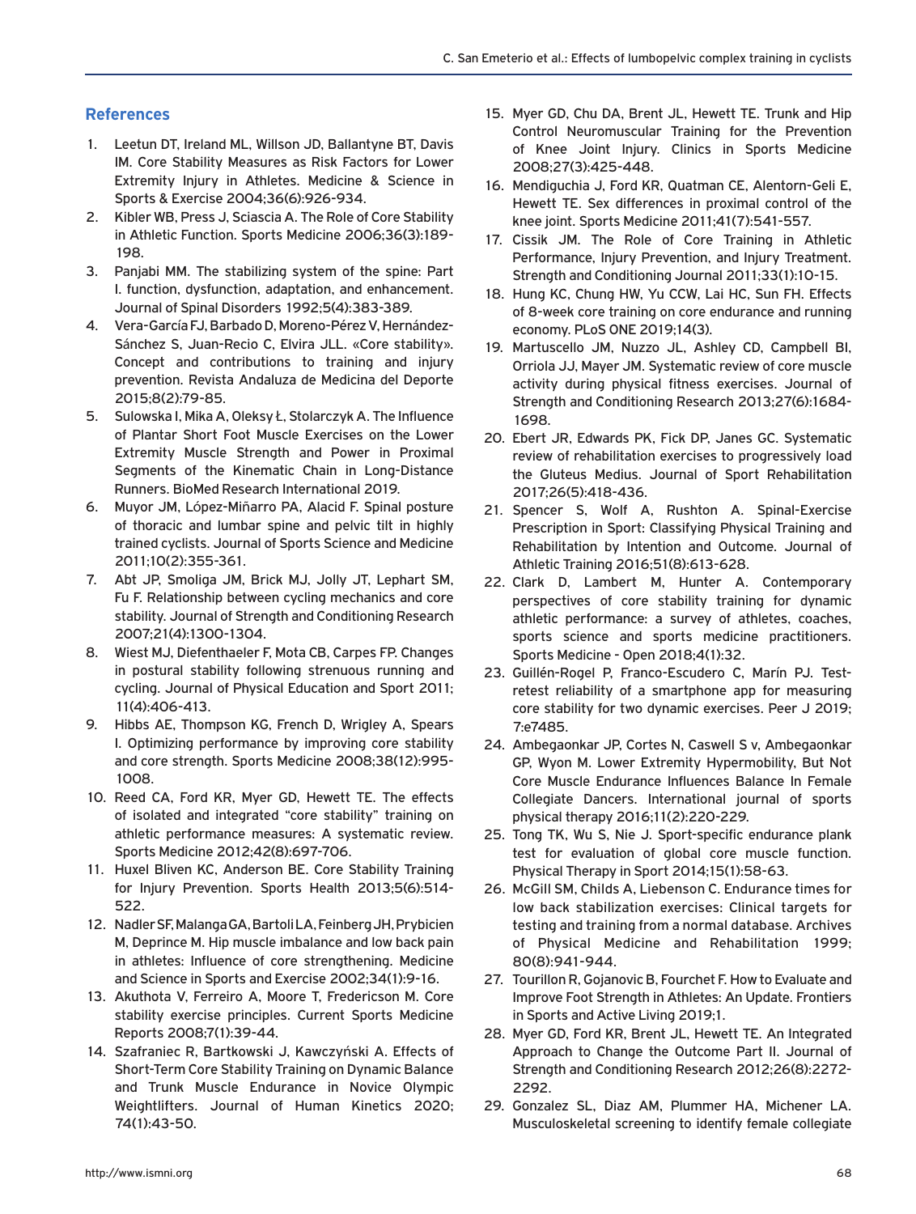## References

1. Leetun DT, Ireland ML, Willson JD, Ballantyne BT, Davis IM. Core Stability Measures as Risk Factors for Lower Extremity Injury in Athletes. Medicine & Science in Sports & Exercise 2004;36(6):926-934.
2. Kibler WB, Press J, Sciascia A. The Role of Core Stability in Athletic Function. Sports Medicine 2006;36(3):189-198.
3. Panjabi MM. The stabilizing system of the spine: Part I. function, dysfunction, adaptation, and enhancement. Journal of Spinal Disorders 1992;5(4):383-389.
4. Vera-García FJ, Barbado D, Moreno-Pérez V, Hernández-Sánchez S, Juan-Recio C, Elvira JLL. «Core stability». Concept and contributions to training and injury prevention. Revista Andaluza de Medicina del Deporte 2015;8(2):79-85.
5. Sulowska I, Mika A, Oleksy Ł, Stolarczyk A. The Influence of Plantar Short Foot Muscle Exercises on the Lower Extremity Muscle Strength and Power in Proximal Segments of the Kinematic Chain in Long-Distance Runners. BioMed Research International 2019.
6. Muyor JM, López-Miñarro PA, Alacid F. Spinal posture of thoracic and lumbar spine and pelvic tilt in highly trained cyclists. Journal of Sports Science and Medicine 2011;10(2):355-361.
7. Abt JP, Smoliga JM, Brick MJ, Jolly JT, Lephart SM, Fu F. Relationship between cycling mechanics and core stability. Journal of Strength and Conditioning Research 2007;21(4):1300-1304.
8. Wiest MJ, Diefenthaeler F, Mota CB, Carpes FP. Changes in postural stability following strenuous running and cycling. Journal of Physical Education and Sport 2011; 11(4):406-413.
9. Hibbs AE, Thompson KG, French D, Wrigley A, Spears I. Optimizing performance by improving core stability and core strength. Sports Medicine 2008;38(12):995-1008.
10. Reed CA, Ford KR, Myer GD, Hewett TE. The effects of isolated and integrated "core stability" training on athletic performance measures: A systematic review. Sports Medicine 2012;42(8):697-706.
11. Huxel Bliven KC, Anderson BE. Core Stability Training for Injury Prevention. Sports Health 2013;5(6):514-522.
12. Nadler SF, Malanga GA, Bartoli LA, Feinberg JH, Prybicien M, Deprince M. Hip muscle imbalance and low back pain in athletes: Influence of core strengthening. Medicine and Science in Sports and Exercise 2002;34(1):9-16.
13. Akuthota V, Ferreiro A, Moore T, Fredericson M. Core stability exercise principles. Current Sports Medicine Reports 2008;7(1):39-44.
14. Szafraniec R, Bartkowski J, Kawczyński A. Effects of Short-Term Core Stability Training on Dynamic Balance and Trunk Muscle Endurance in Novice Olympic Weightlifters. Journal of Human Kinetics 2020; 74(1):43-50.
15. Myer GD, Chu DA, Brent JL, Hewett TE. Trunk and Hip Control Neuromuscular Training for the Prevention of Knee Joint Injury. Clinics in Sports Medicine 2008;27(3):425-448.
16. Mendiguchia J, Ford KR, Quatman CE, Alentorn-Geli E, Hewett TE. Sex differences in proximal control of the knee joint. Sports Medicine 2011;41(7):541-557.
17. Cissik JM. The Role of Core Training in Athletic Performance, Injury Prevention, and Injury Treatment. Strength and Conditioning Journal 2011;33(1):10-15.
18. Hung KC, Chung HW, Yu CCW, Lai HC, Sun FH. Effects of 8-week core training on core endurance and running economy. PLoS ONE 2019;14(3).
19. Martuscello JM, Nuzzo JL, Ashley CD, Campbell BI, Orriola JJ, Mayer JM. Systematic review of core muscle activity during physical fitness exercises. Journal of Strength and Conditioning Research 2013;27(6):1684-1698.
20. Ebert JR, Edwards PK, Fick DP, Janes GC. Systematic review of rehabilitation exercises to progressively load the Gluteus Medius. Journal of Sport Rehabilitation 2017;26(5):418-436.
21. Spencer S, Wolf A, Rushton A. Spinal-Exercise Prescription in Sport: Classifying Physical Training and Rehabilitation by Intention and Outcome. Journal of Athletic Training 2016;51(8):613-628.
22. Clark D, Lambert M, Hunter A. Contemporary perspectives of core stability training for dynamic athletic performance: a survey of athletes, coaches, sports science and sports medicine practitioners. Sports Medicine - Open 2018;4(1):32.
23. Guillén-Rogel P, Franco-Escudero C, Marín PJ. Test-retest reliability of a smartphone app for measuring core stability for two dynamic exercises. Peer J 2019; 7:e7485.
24. Ambegaonkar JP, Cortes N, Caswell S v, Ambegaonkar GP, Wyon M. Lower Extremity Hypermobility, But Not Core Muscle Endurance Influences Balance In Female Collegiate Dancers. International journal of sports physical therapy 2016;11(2):220-229.
25. Tong TK, Wu S, Nie J. Sport-specific endurance plank test for evaluation of global core muscle function. Physical Therapy in Sport 2014;15(1):58-63.
26. McGill SM, Childs A, Liebenson C. Endurance times for low back stabilization exercises: Clinical targets for testing and training from a normal database. Archives of Physical Medicine and Rehabilitation 1999; 80(8):941-944.
27. Tourillon R, Gojanovic B, Fourchet F. How to Evaluate and Improve Foot Strength in Athletes: An Update. Frontiers in Sports and Active Living 2019;1.
28. Myer GD, Ford KR, Brent JL, Hewett TE. An Integrated Approach to Change the Outcome Part II. Journal of Strength and Conditioning Research 2012;26(8):2272-2292.
29. Gonzalez SL, Diaz AM, Plummer HA, Michener LA. Musculoskeletal screening to identify female collegiate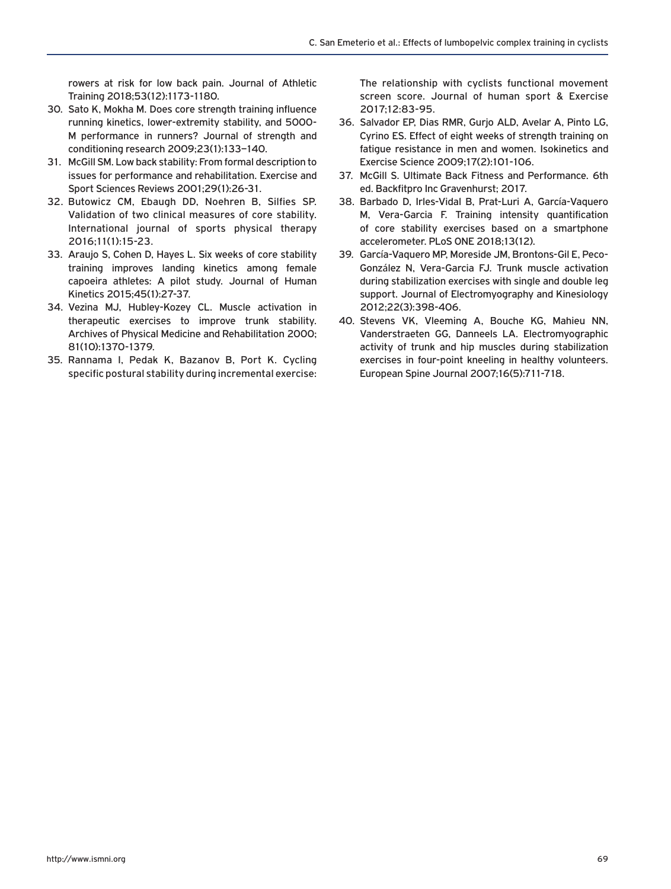rowers at risk for low back pain. Journal of Athletic Training 2018;53(12):1173-1180.

30. Sato K, Mokha M. Does core strength training influence running kinetics, lower-extremity stability, and 5000-M performance in runners? Journal of strength and conditioning research 2009;23(1):133–140.
31. McGill SM. Low back stability: From formal description to issues for performance and rehabilitation. Exercise and Sport Sciences Reviews 2001;29(1):26-31.
32. Butowicz CM, Ebaugh DD, Noehren B, Silfies SP. Validation of two clinical measures of core stability. International journal of sports physical therapy 2016;11(1):15-23.
33. Araujo S, Cohen D, Hayes L. Six weeks of core stability training improves landing kinetics among female capoeira athletes: A pilot study. Journal of Human Kinetics 2015;45(1):27-37.
34. Vezina MJ, Hubley-Kozey CL. Muscle activation in therapeutic exercises to improve trunk stability. Archives of Physical Medicine and Rehabilitation 2000; 81(10):1370-1379.
35. Rannama I, Pedak K, Bazanov B, Port K. Cycling specific postural stability during incremental exercise: The relationship with cyclists functional movement screen score. Journal of human sport & Exercise 2017;12:83-95.
36. Salvador EP, Dias RMR, Gurjo ALD, Avelar A, Pinto LG, Cyrino ES. Effect of eight weeks of strength training on fatigue resistance in men and women. Isokinetics and Exercise Science 2009;17(2):101-106.
37. McGill S. Ultimate Back Fitness and Performance. 6th ed. Backfitpro Inc Gravenhurst; 2017.
38. Barbado D, Irles-Vidal B, Prat-Luri A, García-Vaquero M, Vera-Garcia F. Training intensity quantification of core stability exercises based on a smartphone accelerometer. PLoS ONE 2018;13(12).
39. García-Vaquero MP, Moreside JM, Brontons-Gil E, Peco-González N, Vera-Garcia FJ. Trunk muscle activation during stabilization exercises with single and double leg support. Journal of Electromyography and Kinesiology 2012;22(3):398-406.
40. Stevens VK, Vleeming A, Bouche KG, Mahieu NN, Vanderstraeten GG, Danneels LA. Electromyographic activity of trunk and hip muscles during stabilization exercises in four-point kneeling in healthy volunteers. European Spine Journal 2007;16(5):711-718.